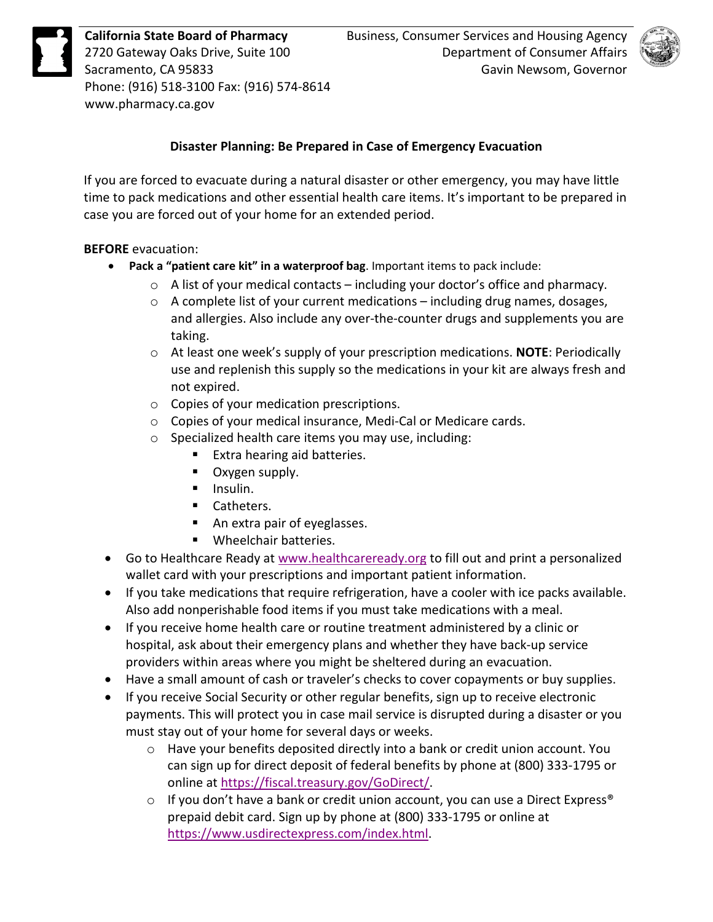**California State Board of Pharmacy**
2720 Gateway Oaks Drive, Suite 100
Sacramento, CA 95833
Phone: (916) 518-3100 Fax: (916) 574-8614
www.pharmacy.ca.gov

Business, Consumer Services and Housing Agency
Department of Consumer Affairs
Gavin Newsom, Governor

## Disaster Planning: Be Prepared in Case of Emergency Evacuation

If you are forced to evacuate during a natural disaster or other emergency, you may have little time to pack medications and other essential health care items. It's important to be prepared in case you are forced out of your home for an extended period.

**BEFORE** evacuation:

- **Pack a "patient care kit" in a waterproof bag**. Important items to pack include:
  - A list of your medical contacts – including your doctor's office and pharmacy.
  - A complete list of your current medications – including drug names, dosages, and allergies. Also include any over-the-counter drugs and supplements you are taking.
  - At least one week's supply of your prescription medications. **NOTE**: Periodically use and replenish this supply so the medications in your kit are always fresh and not expired.
  - Copies of your medication prescriptions.
  - Copies of your medical insurance, Medi-Cal or Medicare cards.
  - Specialized health care items you may use, including:
    - Extra hearing aid batteries.
    - Oxygen supply.
    - Insulin.
    - Catheters.
    - An extra pair of eyeglasses.
    - Wheelchair batteries.
- Go to Healthcare Ready at www.healthcareready.org to fill out and print a personalized wallet card with your prescriptions and important patient information.
- If you take medications that require refrigeration, have a cooler with ice packs available. Also add nonperishable food items if you must take medications with a meal.
- If you receive home health care or routine treatment administered by a clinic or hospital, ask about their emergency plans and whether they have back-up service providers within areas where you might be sheltered during an evacuation.
- Have a small amount of cash or traveler's checks to cover copayments or buy supplies.
- If you receive Social Security or other regular benefits, sign up to receive electronic payments. This will protect you in case mail service is disrupted during a disaster or you must stay out of your home for several days or weeks.
  - Have your benefits deposited directly into a bank or credit union account. You can sign up for direct deposit of federal benefits by phone at (800) 333-1795 or online at https://fiscal.treasury.gov/GoDirect/.
  - If you don't have a bank or credit union account, you can use a Direct Express® prepaid debit card. Sign up by phone at (800) 333-1795 or online at https://www.usdirectexpress.com/index.html.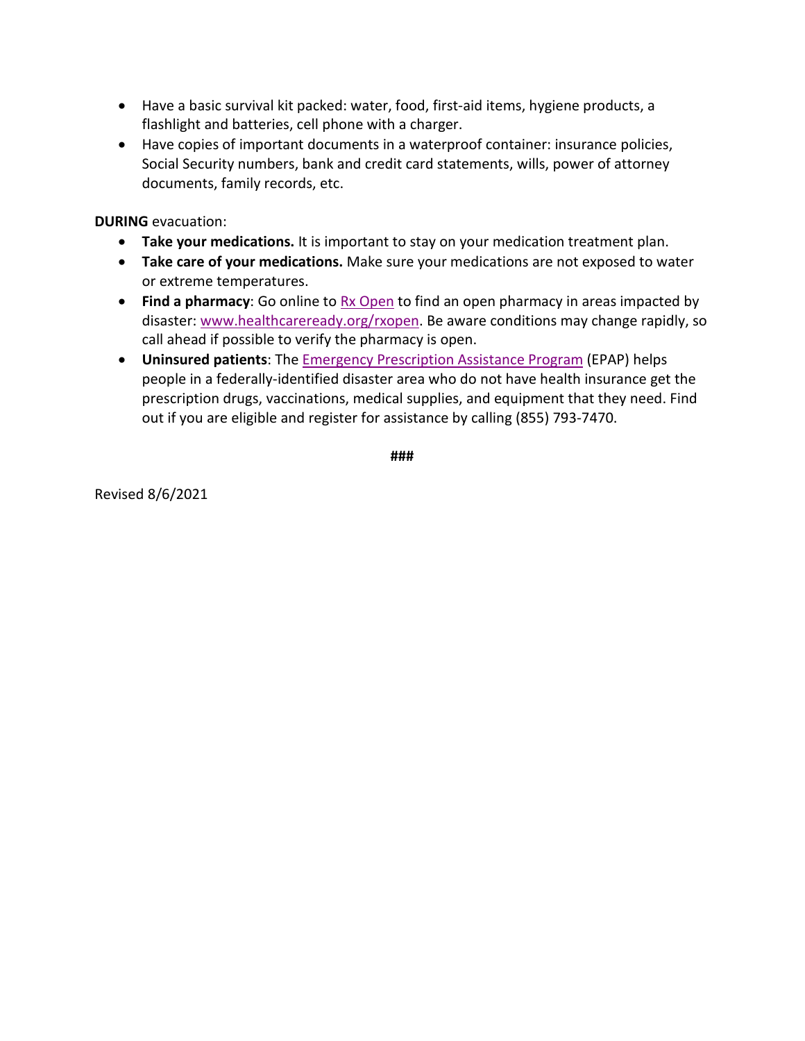- Have a basic survival kit packed: water, food, first-aid items, hygiene products, a flashlight and batteries, cell phone with a charger.
- Have copies of important documents in a waterproof container: insurance policies, Social Security numbers, bank and credit card statements, wills, power of attorney documents, family records, etc.

**DURING** evacuation:

- **Take your medications.** It is important to stay on your medication treatment plan.
- **Take care of your medications.** Make sure your medications are not exposed to water or extreme temperatures.
- **Find a pharmacy**: Go online to Rx Open to find an open pharmacy in areas impacted by disaster: www.healthcareready.org/rxopen. Be aware conditions may change rapidly, so call ahead if possible to verify the pharmacy is open.
- **Uninsured patients**: The Emergency Prescription Assistance Program (EPAP) helps people in a federally-identified disaster area who do not have health insurance get the prescription drugs, vaccinations, medical supplies, and equipment that they need. Find out if you are eligible and register for assistance by calling (855) 793-7470.

**###**

Revised 8/6/2021